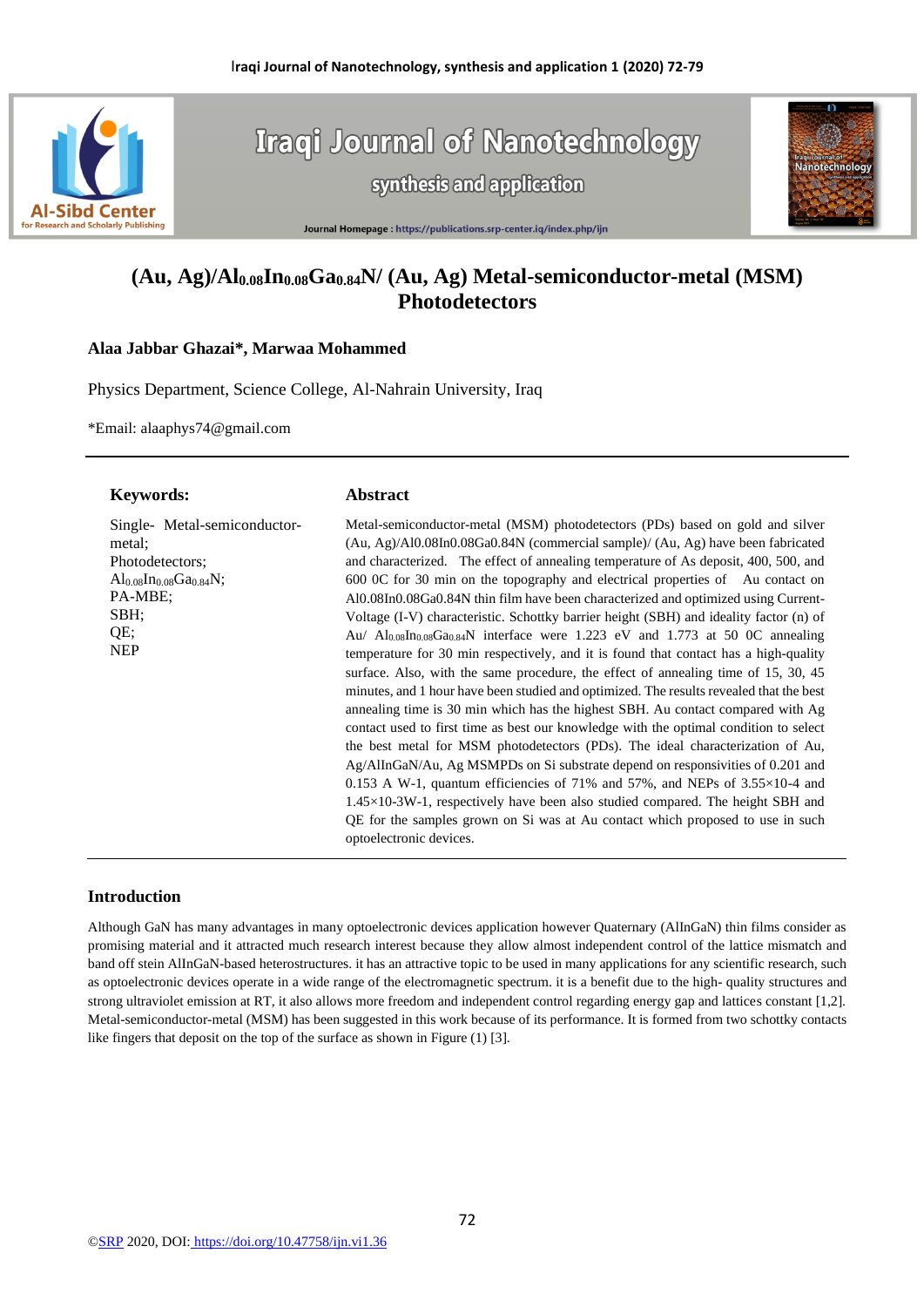# (Au, Ag)/$Al_{0.08}In_{0.08}Ga_{0.84}N$/ (Au, Ag) Metal-semiconductor-metal (MSM) Photodetectors

**Alaa Jabbar Ghazai\*, Marwaa Mohammed**

Physics Department, Science College, Al-Nahrain University, Iraq

\*Email: alaaphys74@gmail.com

---

**Keywords:**

Single- Metal-semiconductor-metal; Photodetectors; $Al_{0.08}In_{0.08}Ga_{0.84}N$; PA-MBE; SBH; QE; NEP

**Abstract**

Metal-semiconductor-metal (MSM) photodetectors (PDs) based on gold and silver (Au, Ag)/Al0.08In0.08Ga0.84N (commercial sample)/ (Au, Ag) have been fabricated and characterized. The effect of annealing temperature of As deposit, 400, 500, and 600 0C for 30 min on the topography and electrical properties of Au contact on Al0.08In0.08Ga0.84N thin film have been characterized and optimized using Current-Voltage (I-V) characteristic. Schottky barrier height (SBH) and ideality factor (n) of Au/ $Al_{0.08}In_{0.08}Ga_{0.84}N$ interface were 1.223 eV and 1.773 at 50 0C annealing temperature for 30 min respectively, and it is found that contact has a high-quality surface. Also, with the same procedure, the effect of annealing time of 15, 30, 45 minutes, and 1 hour have been studied and optimized. The results revealed that the best annealing time is 30 min which has the highest SBH. Au contact compared with Ag contact used to first time as best our knowledge with the optimal condition to select the best metal for MSM photodetectors (PDs). The ideal characterization of Au, Ag/AlInGaN/Au, Ag MSMPDs on Si substrate depend on responsivities of 0.201 and 0.153 A W-1, quantum efficiencies of 71% and 57%, and NEPs of 3.55×10-4 and 1.45×10-3W-1, respectively have been also studied compared. The height SBH and QE for the samples grown on Si was at Au contact which proposed to use in such optoelectronic devices.

---

## Introduction

Although GaN has many advantages in many optoelectronic devices application however Quaternary (AlInGaN) thin films consider as promising material and it attracted much research interest because they allow almost independent control of the lattice mismatch and band off stein AlInGaN-based heterostructures. it has an attractive topic to be used in many applications for any scientific research, such as optoelectronic devices operate in a wide range of the electromagnetic spectrum. it is a benefit due to the high- quality structures and strong ultraviolet emission at RT, it also allows more freedom and independent control regarding energy gap and lattices constant [1,2]. Metal-semiconductor-metal (MSM) has been suggested in this work because of its performance. It is formed from two schottky contacts like fingers that deposit on the top of the surface as shown in Figure (1) [3].

©SRP 2020, DOI: https://doi.org/10.47758/ijn.vi1.36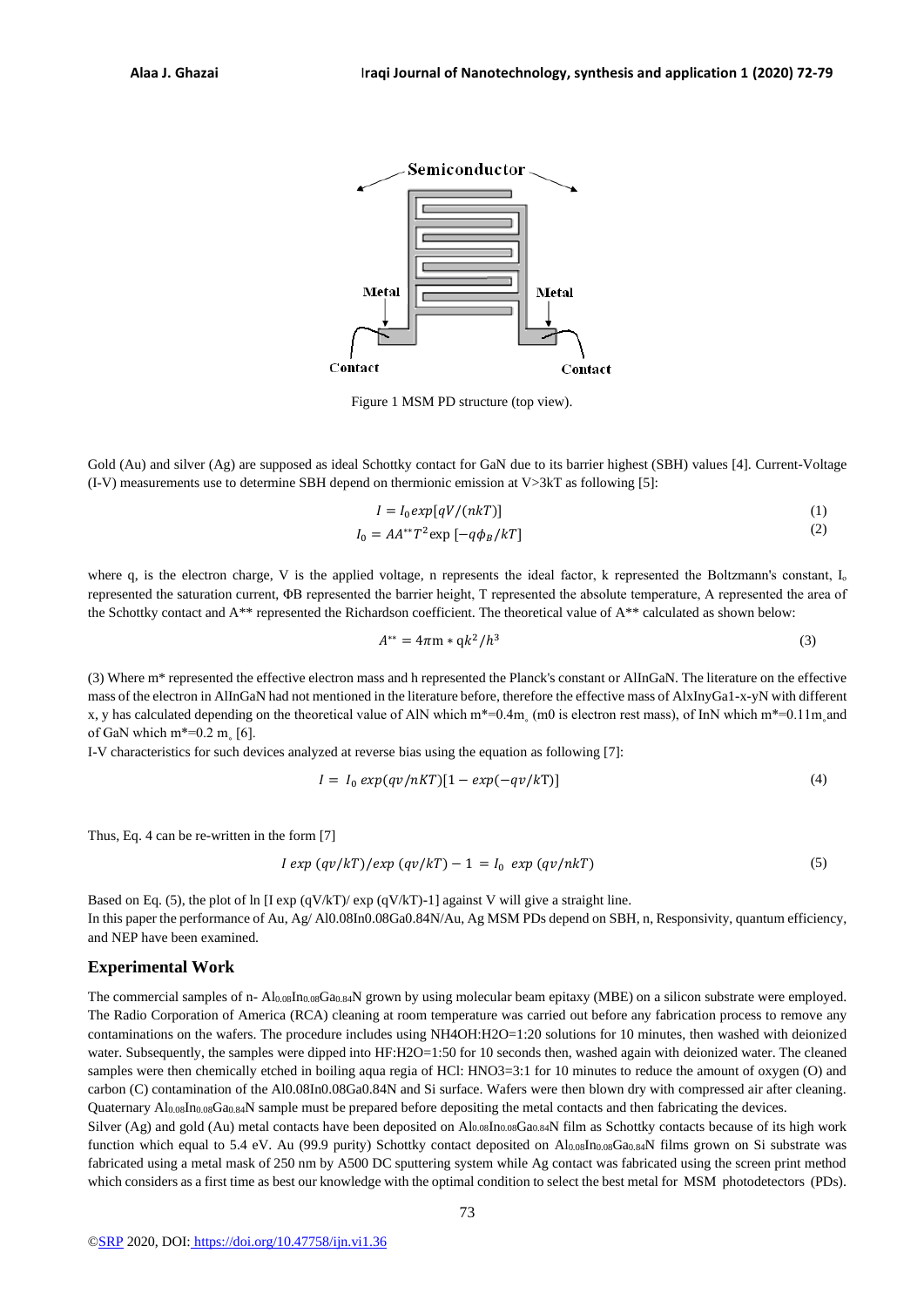Figure 1 MSM PD structure (top view).

Gold (Au) and silver (Ag) are supposed as ideal Schottky contact for GaN due to its barrier highest (SBH) values [4]. Current-Voltage (I-V) measurements use to determine SBH depend on thermionic emission at V>3kT as following [5]:

$$I = I_0 exp[qV/(nkT)] \tag{1}$$

$$I_0 = AA^{**}T^2 \exp\left[-q\phi_B/kT\right] \tag{2}$$

where q, is the electron charge, V is the applied voltage, n represents the ideal factor, k represented the Boltzmann's constant, $I_o$ represented the saturation current, ΦB represented the barrier height, T represented the absolute temperature, A represented the area of the Schottky contact and A** represented the Richardson coefficient. The theoretical value of A** calculated as shown below:

$$A^{**} = 4\pi m * qk^2/h^3 \tag{3}$$

(3) Where m* represented the effective electron mass and h represented the Planck's constant or AlInGaN. The literature on the effective mass of the electron in AlInGaN had not mentioned in the literature before, therefore the effective mass of $Al_xIn_yGa_{1-x-y}N$ with different x, y has calculated depending on the theoretical value of AlN which m*=0.4$m_o$ (m0 is electron rest mass), of InN which m*=0.11$m_o$ and of GaN which m*=0.2 $m_o$ [6].

I-V characteristics for such devices analyzed at reverse bias using the equation as following [7]:

$$I = I_0 \, exp(qv/nKT)[1 - exp(-qv/kT)] \tag{4}$$

Thus, Eq. 4 can be re-written in the form [7]

$$I \, exp\,(qv/kT)/exp\,(qv/kT) - 1 = I_0 \; exp\,(qv/nkT) \tag{5}$$

Based on Eq. (5), the plot of ln [I exp (qV/kT)/ exp (qV/kT)-1] against V will give a straight line.

In this paper the performance of Au, Ag/ $Al_{0.08}In_{0.08}Ga_{0.84}N$/Au, Ag MSM PDs depend on SBH, n, Responsivity, quantum efficiency, and NEP have been examined.

## Experimental Work

The commercial samples of n- $Al_{0.08}In_{0.08}Ga_{0.84}N$ grown by using molecular beam epitaxy (MBE) on a silicon substrate were employed. The Radio Corporation of America (RCA) cleaning at room temperature was carried out before any fabrication process to remove any contaminations on the wafers. The procedure includes using $NH_4OH:H_2O$=1:20 solutions for 10 minutes, then washed with deionized water. Subsequently, the samples were dipped into $HF:H_2O$=1:50 for 10 seconds then, washed again with deionized water. The cleaned samples were then chemically etched in boiling aqua regia of HCl: $HNO_3$=3:1 for 10 minutes to reduce the amount of oxygen (O) and carbon (C) contamination of the $Al_{0.08}In_{0.08}Ga_{0.84}N$ and Si surface. Wafers were then blown dry with compressed air after cleaning. Quaternary $Al_{0.08}In_{0.08}Ga_{0.84}N$ sample must be prepared before depositing the metal contacts and then fabricating the devices.

Silver (Ag) and gold (Au) metal contacts have been deposited on $Al_{0.08}In_{0.08}Ga_{0.84}N$ film as Schottky contacts because of its high work function which equal to 5.4 eV. Au (99.9 purity) Schottky contact deposited on $Al_{0.08}In_{0.08}Ga_{0.84}N$ films grown on Si substrate was fabricated using a metal mask of 250 nm by A500 DC sputtering system while Ag contact was fabricated using the screen print method which considers as a first time as best our knowledge with the optimal condition to select the best metal for MSM photodetectors (PDs).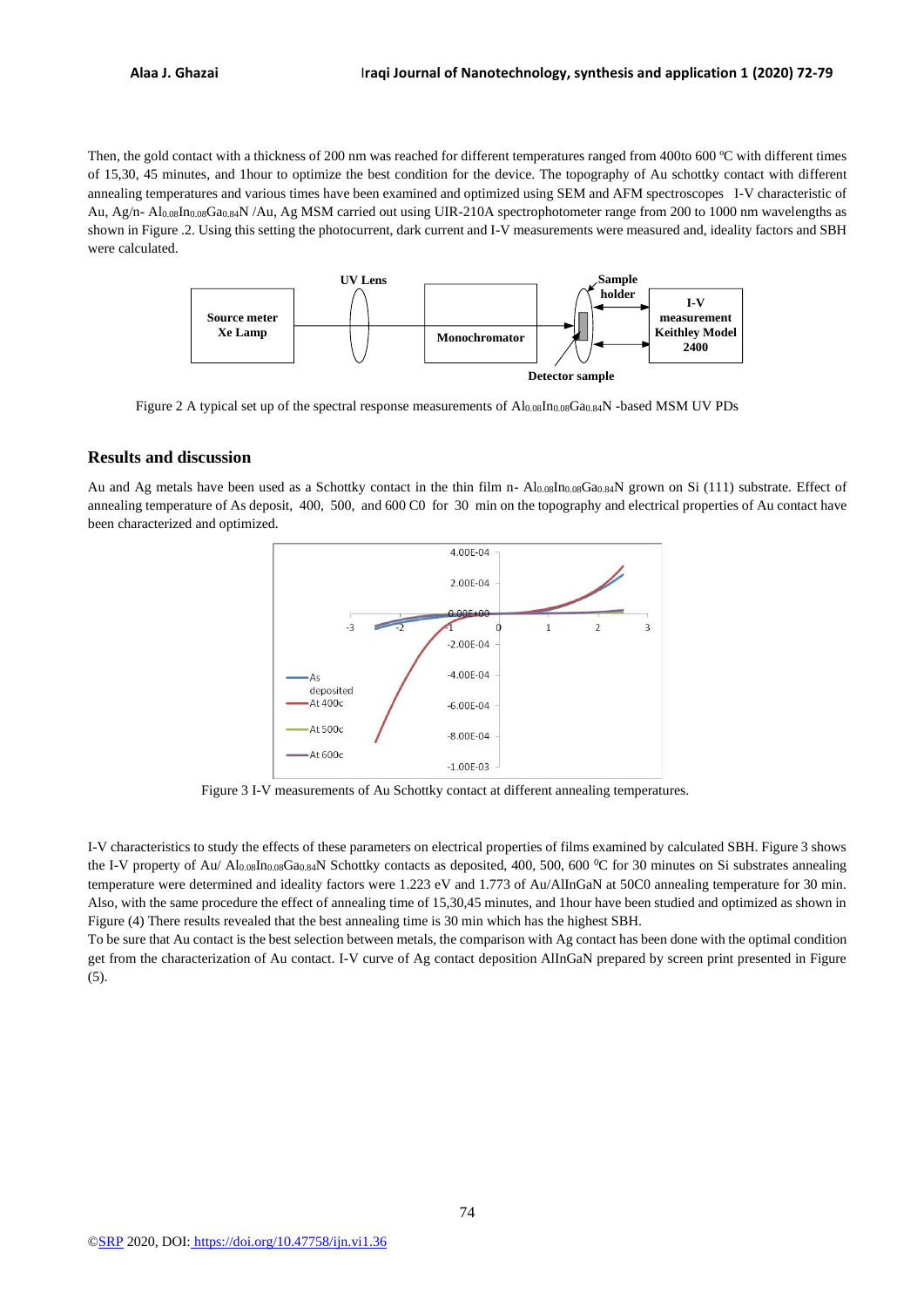Then, the gold contact with a thickness of 200 nm was reached for different temperatures ranged from 400to 600 ºC with different times of 15,30, 45 minutes, and 1hour to optimize the best condition for the device. The topography of Au schottky contact with different annealing temperatures and various times have been examined and optimized using SEM and AFM spectroscopes I-V characteristic of Au, Ag/n- $Al_{0.08}In_{0.08}Ga_{0.84}N$ /Au, Ag MSM carried out using UIR-210A spectrophotometer range from 200 to 1000 nm wavelengths as shown in Figure .2. Using this setting the photocurrent, dark current and I-V measurements were measured and, ideality factors and SBH were calculated.

Figure 2 A typical set up of the spectral response measurements of $Al_{0.08}In_{0.08}Ga_{0.84}N$ -based MSM UV PDs

## Results and discussion

Au and Ag metals have been used as a Schottky contact in the thin film n- $Al_{0.08}In_{0.08}Ga_{0.84}N$ grown on Si (111) substrate. Effect of annealing temperature of As deposit, 400, 500, and 600 C0 for 30 min on the topography and electrical properties of Au contact have been characterized and optimized.

Figure 3 I-V measurements of Au Schottky contact at different annealing temperatures.

I-V characteristics to study the effects of these parameters on electrical properties of films examined by calculated SBH. Figure 3 shows the I-V property of Au/ $Al_{0.08}In_{0.08}Ga_{0.84}N$ Schottky contacts as deposited, 400, 500, 600 $^0$C for 30 minutes on Si substrates annealing temperature were determined and ideality factors were 1.223 eV and 1.773 of Au/AlInGaN at 50C0 annealing temperature for 30 min. Also, with the same procedure the effect of annealing time of 15,30,45 minutes, and 1hour have been studied and optimized as shown in Figure (4) There results revealed that the best annealing time is 30 min which has the highest SBH.

To be sure that Au contact is the best selection between metals, the comparison with Ag contact has been done with the optimal condition get from the characterization of Au contact. I-V curve of Ag contact deposition AlInGaN prepared by screen print presented in Figure (5).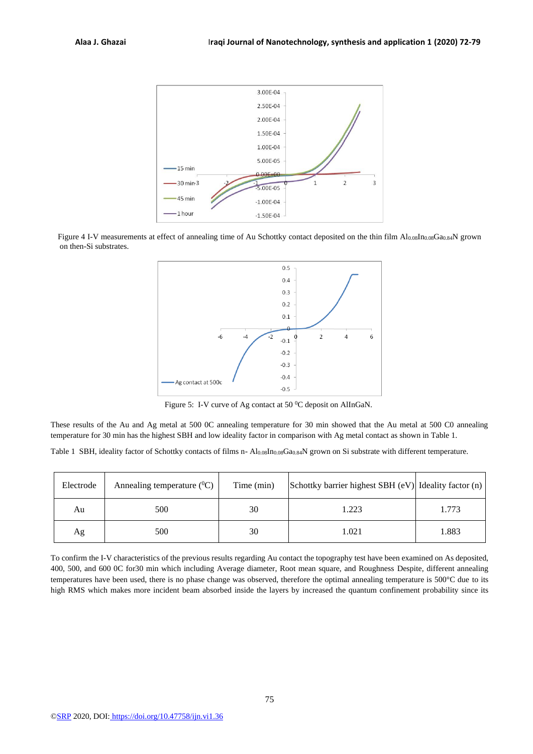Figure 4 I-V measurements at effect of annealing time of Au Schottky contact deposited on the thin film $Al_{0.08}In_{0.08}Ga_{0.84}N$ grown on then-Si substrates.

Figure 5: I-V curve of Ag contact at 50 $^{0}$C deposit on AlInGaN.

These results of the Au and Ag metal at 500 0C annealing temperature for 30 min showed that the Au metal at 500 C0 annealing temperature for 30 min has the highest SBH and low ideality factor in comparison with Ag metal contact as shown in Table 1.

Table 1 SBH, ideality factor of Schottky contacts of films n- $Al_{0.08}In_{0.08}Ga_{0.84}N$ grown on Si substrate with different temperature.

| Electrode | Annealing temperature ($^{0}$C) | Time (min) | Schottky barrier highest SBH (eV) | Ideality factor (n) |
|---|---|---|---|---|
| Au | 500 | 30 | 1.223 | 1.773 |
| Ag | 500 | 30 | 1.021 | 1.883 |

To confirm the I-V characteristics of the previous results regarding Au contact the topography test have been examined on As deposited, 400, 500, and 600 0C for30 min which including Average diameter, Root mean square, and Roughness Despite, different annealing temperatures have been used, there is no phase change was observed, therefore the optimal annealing temperature is 500°C due to its high RMS which makes more incident beam absorbed inside the layers by increased the quantum confinement probability since its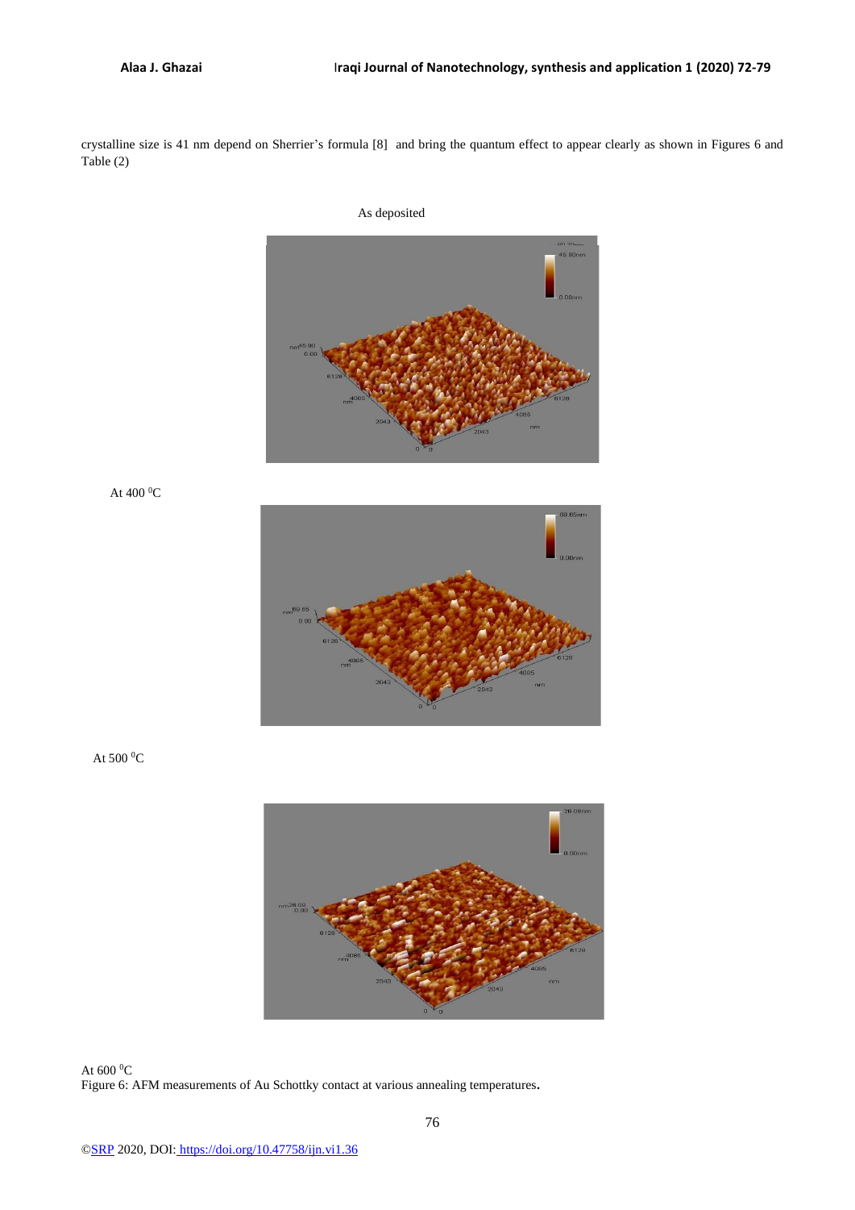crystalline size is 41 nm depend on Sherrier's formula [8] and bring the quantum effect to appear clearly as shown in Figures 6 and Table (2)

As deposited

At 400 $^0$C

At 500 $^0$C

At 600 $^0$C

Figure 6: AFM measurements of Au Schottky contact at various annealing temperatures.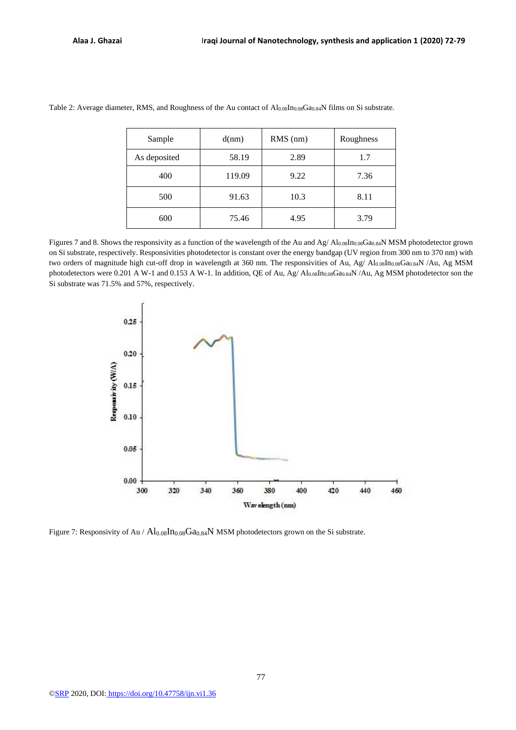Table 2: Average diameter, RMS, and Roughness of the Au contact of $Al_{0.08}In_{0.08}Ga_{0.84}N$ films on Si substrate.

| Sample | d(nm) | RMS (nm) | Roughness |
|---|---|---|---|
| As deposited | 58.19 | 2.89 | 1.7 |
| 400 | 119.09 | 9.22 | 7.36 |
| 500 | 91.63 | 10.3 | 8.11 |
| 600 | 75.46 | 4.95 | 3.79 |

Figures 7 and 8. Shows the responsivity as a function of the wavelength of the Au and Ag/ $Al_{0.08}In_{0.08}Ga_{0.84}N$ MSM photodetector grown on Si substrate, respectively. Responsivities photodetector is constant over the energy bandgap (UV region from 300 nm to 370 nm) with two orders of magnitude high cut-off drop in wavelength at 360 nm. The responsivities of Au, Ag/ $Al_{0.08}In_{0.08}Ga_{0.84}N$ /Au, Ag MSM photodetectors were 0.201 A W-1 and 0.153 A W-1. In addition, QE of Au, Ag/ $Al_{0.08}In_{0.08}Ga_{0.84}N$ /Au, Ag MSM photodetector son the Si substrate was 71.5% and 57%, respectively.

Figure 7: Responsivity of Au / $Al_{0.08}In_{0.08}Ga_{0.84}N$ MSM photodetectors grown on the Si substrate.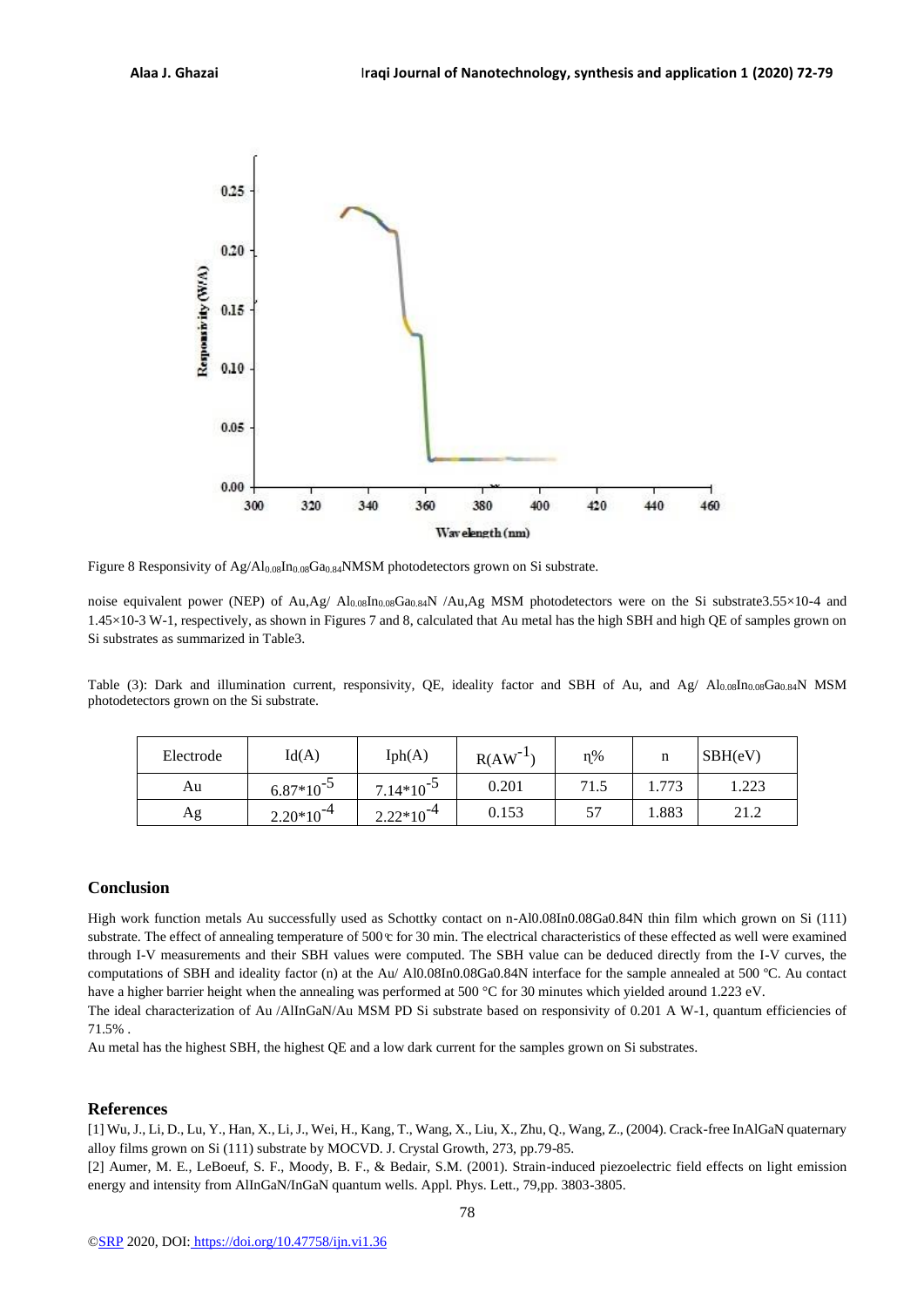Figure 8 Responsivity of Ag/$Al_{0.08}In_{0.08}Ga_{0.84}N$MSM photodetectors grown on Si substrate.

noise equivalent power (NEP) of Au,Ag/ $Al_{0.08}In_{0.08}Ga_{0.84}N$ /Au,Ag MSM photodetectors were on the Si substrate$3.55\times10^{-4}$ and $1.45\times10^{-3}$ $W^{-1}$, respectively, as shown in Figures 7 and 8, calculated that Au metal has the high SBH and high QE of samples grown on Si substrates as summarized in Table3.

Table (3): Dark and illumination current, responsivity, QE, ideality factor and SBH of Au, and Ag/ $Al_{0.08}In_{0.08}Ga_{0.84}N$ MSM photodetectors grown on the Si substrate.

| Electrode | Id(A) | Iph(A) | $R(AW^{-1})$ | η% | n | SBH(eV) |
|---|---|---|---|---|---|---|
| Au | $6.87*10^{-5}$ | $7.14*10^{-5}$ | 0.201 | 71.5 | 1.773 | 1.223 |
| Ag | $2.20*10^{-4}$ | $2.22*10^{-4}$ | 0.153 | 57 | 1.883 | 21.2 |

## Conclusion

High work function metals Au successfully used as Schottky contact on n-$Al_{0.08}In_{0.08}Ga_{0.84}N$ thin film which grown on Si (111) substrate. The effect of annealing temperature of 500 ℃ for 30 min. The electrical characteristics of these effected as well were examined through I-V measurements and their SBH values were computed. The SBH value can be deduced directly from the I-V curves, the computations of SBH and ideality factor (n) at the Au/ $Al_{0.08}In_{0.08}Ga_{0.84}N$ interface for the sample annealed at 500 ºC. Au contact have a higher barrier height when the annealing was performed at 500 °C for 30 minutes which yielded around 1.223 eV.

The ideal characterization of Au /AlInGaN/Au MSM PD Si substrate based on responsivity of 0.201 A $W^{-1}$, quantum efficiencies of 71.5% .

Au metal has the highest SBH, the highest QE and a low dark current for the samples grown on Si substrates.

## References

[1] Wu, J., Li, D., Lu, Y., Han, X., Li, J., Wei, H., Kang, T., Wang, X., Liu, X., Zhu, Q., Wang, Z., (2004). Crack-free InAlGaN quaternary alloy films grown on Si (111) substrate by MOCVD. J. Crystal Growth, 273, pp.79-85.

[2] Aumer, M. E., LeBoeuf, S. F., Moody, B. F., & Bedair, S.M. (2001). Strain-induced piezoelectric field effects on light emission energy and intensity from AlInGaN/InGaN quantum wells. Appl. Phys. Lett., 79,pp. 3803-3805.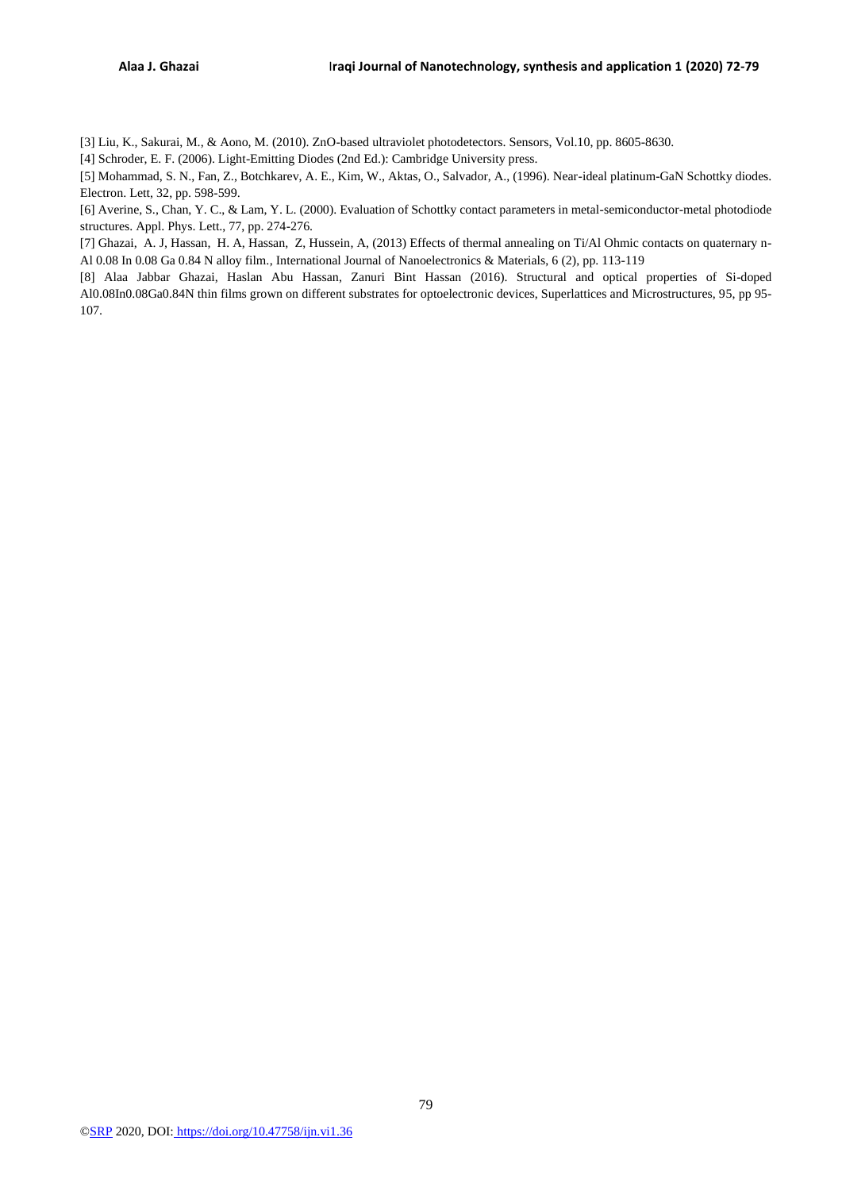[3] Liu, K., Sakurai, M., & Aono, M. (2010). ZnO-based ultraviolet photodetectors. Sensors, Vol.10, pp. 8605-8630.

[4] Schroder, E. F. (2006). Light-Emitting Diodes (2nd Ed.): Cambridge University press.

[5] Mohammad, S. N., Fan, Z., Botchkarev, A. E., Kim, W., Aktas, O., Salvador, A., (1996). Near-ideal platinum-GaN Schottky diodes. Electron. Lett, 32, pp. 598-599.

[6] Averine, S., Chan, Y. C., & Lam, Y. L. (2000). Evaluation of Schottky contact parameters in metal-semiconductor-metal photodiode structures. Appl. Phys. Lett., 77, pp. 274-276.

[7] Ghazai, A. J, Hassan, H. A, Hassan, Z, Hussein, A, (2013) Effects of thermal annealing on Ti/Al Ohmic contacts on quaternary n-Al 0.08 In 0.08 Ga 0.84 N alloy film., International Journal of Nanoelectronics & Materials, 6 (2), pp. 113-119

[8] Alaa Jabbar Ghazai, Haslan Abu Hassan, Zanuri Bint Hassan (2016). Structural and optical properties of Si-doped $Al_{0.08}In_{0.08}Ga_{0.84}N$ thin films grown on different substrates for optoelectronic devices, Superlattices and Microstructures, 95, pp 95-107.